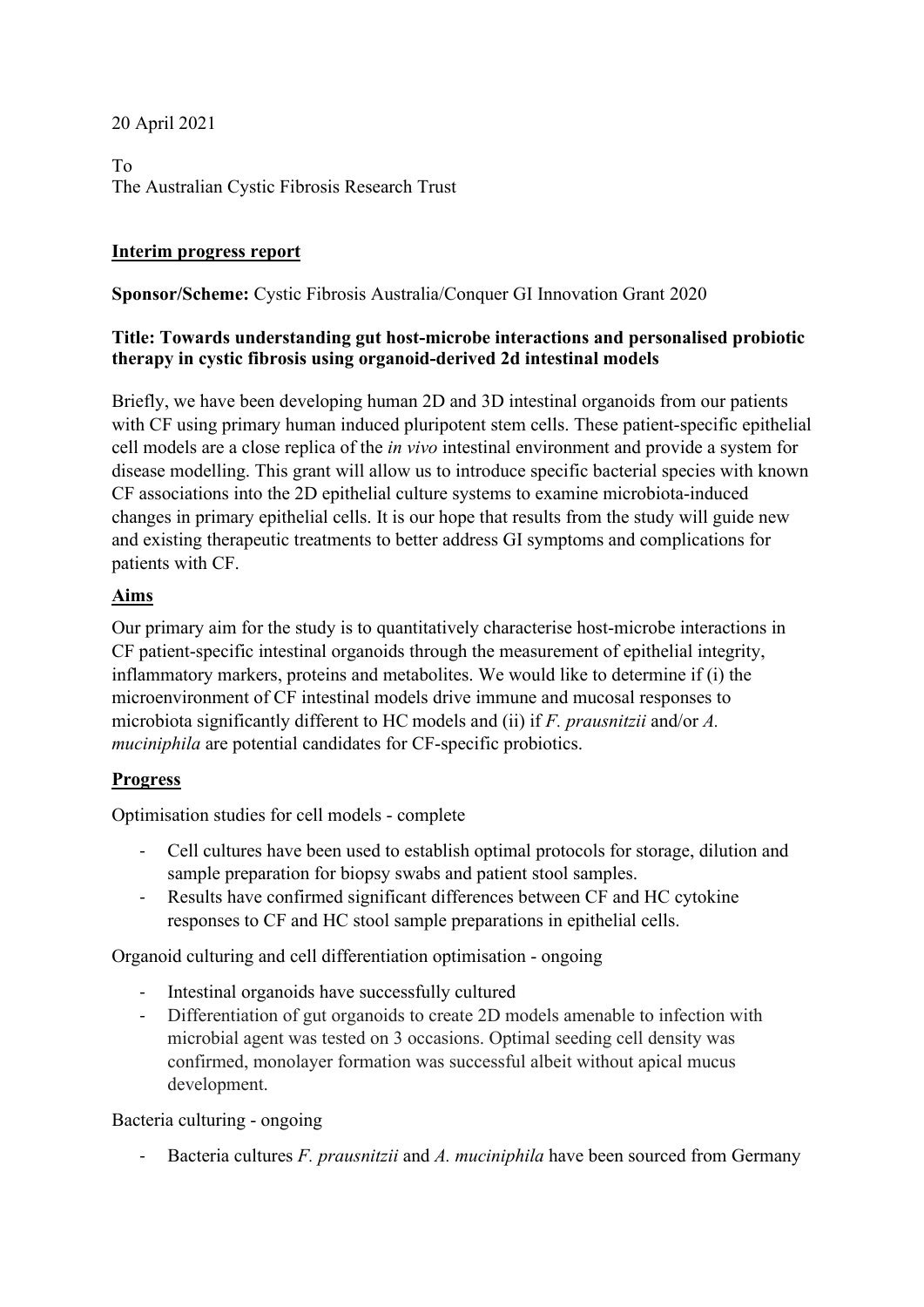20 April 2021

To
The Australian Cystic Fibrosis Research Trust

**Interim progress report**

**Sponsor/Scheme:** Cystic Fibrosis Australia/Conquer GI Innovation Grant 2020

**Title: Towards understanding gut host-microbe interactions and personalised probiotic therapy in cystic fibrosis using organoid-derived 2d intestinal models**

Briefly, we have been developing human 2D and 3D intestinal organoids from our patients with CF using primary human induced pluripotent stem cells. These patient-specific epithelial cell models are a close replica of the *in vivo* intestinal environment and provide a system for disease modelling. This grant will allow us to introduce specific bacterial species with known CF associations into the 2D epithelial culture systems to examine microbiota-induced changes in primary epithelial cells. It is our hope that results from the study will guide new and existing therapeutic treatments to better address GI symptoms and complications for patients with CF.

## Aims

Our primary aim for the study is to quantitatively characterise host-microbe interactions in CF patient-specific intestinal organoids through the measurement of epithelial integrity, inflammatory markers, proteins and metabolites. We would like to determine if (i) the microenvironment of CF intestinal models drive immune and mucosal responses to microbiota significantly different to HC models and (ii) if *F. prausnitzii* and/or *A. muciniphila* are potential candidates for CF-specific probiotics.

## Progress

Optimisation studies for cell models - complete

- Cell cultures have been used to establish optimal protocols for storage, dilution and sample preparation for biopsy swabs and patient stool samples.
- Results have confirmed significant differences between CF and HC cytokine responses to CF and HC stool sample preparations in epithelial cells.

Organoid culturing and cell differentiation optimisation - ongoing

- Intestinal organoids have successfully cultured
- Differentiation of gut organoids to create 2D models amenable to infection with microbial agent was tested on 3 occasions. Optimal seeding cell density was confirmed, monolayer formation was successful albeit without apical mucus development.

Bacteria culturing - ongoing

- Bacteria cultures *F. prausnitzii* and *A. muciniphila* have been sourced from Germany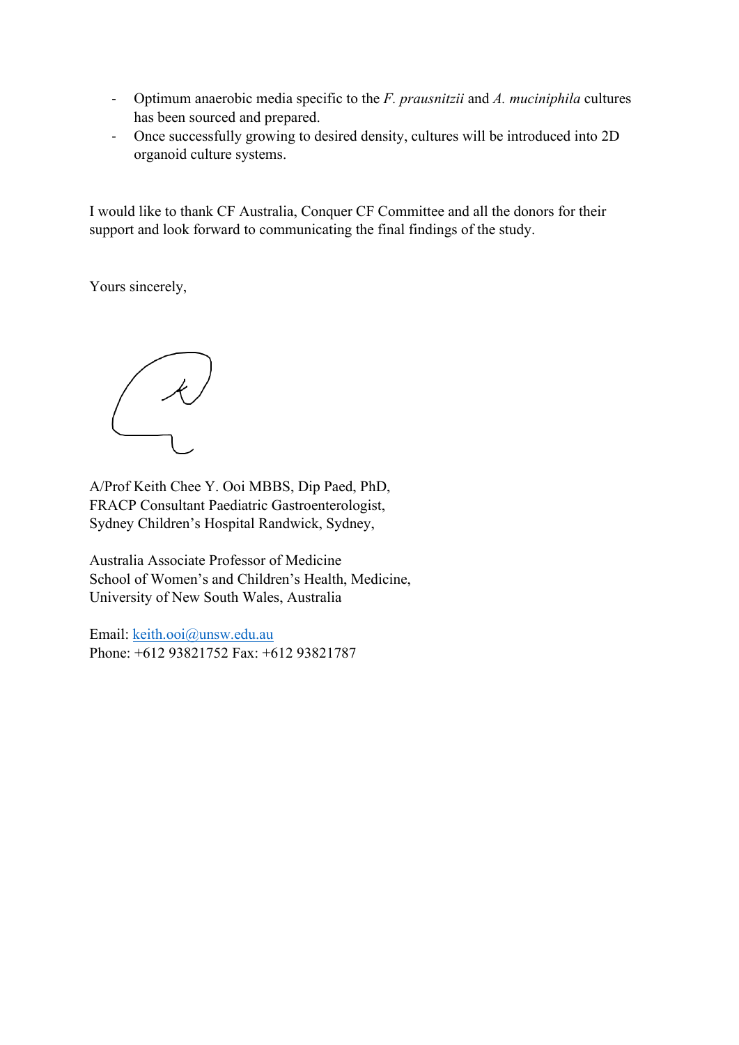- Optimum anaerobic media specific to the *F. prausnitzii* and *A. muciniphila* cultures has been sourced and prepared.
- Once successfully growing to desired density, cultures will be introduced into 2D organoid culture systems.

I would like to thank CF Australia, Conquer CF Committee and all the donors for their support and look forward to communicating the final findings of the study.

Yours sincerely,

A/Prof Keith Chee Y. Ooi MBBS, Dip Paed, PhD,
FRACP Consultant Paediatric Gastroenterologist,
Sydney Children's Hospital Randwick, Sydney,

Australia Associate Professor of Medicine
School of Women's and Children's Health, Medicine,
University of New South Wales, Australia

Email: keith.ooi@unsw.edu.au
Phone: +612 93821752 Fax: +612 93821787